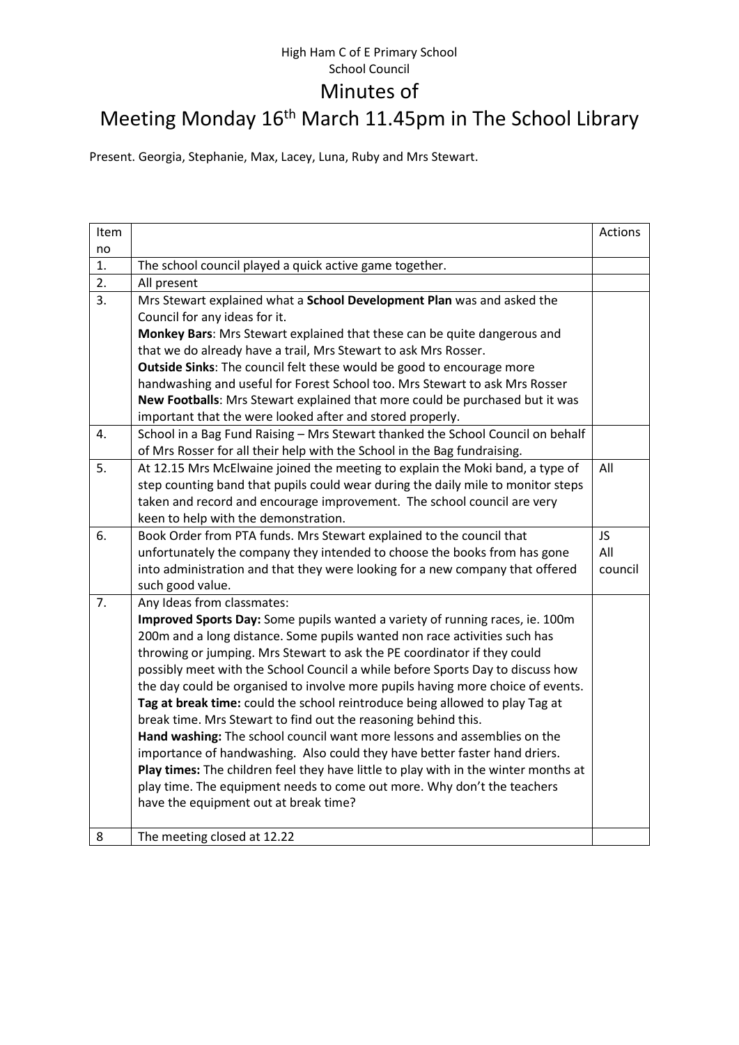High Ham C of E Primary School
School Council

# Minutes of
# Meeting Monday 16th March 11.45pm in The School Library

Present. Georgia, Stephanie, Max, Lacey, Luna, Ruby and Mrs Stewart.

| Item no | | Actions |
|---|---|---|
| 1. | The school council played a quick active game together. | |
| 2. | All present | |
| 3. | Mrs Stewart explained what a **School Development Plan** was and asked the Council for any ideas for it.<br>**Monkey Bars**: Mrs Stewart explained that these can be quite dangerous and that we do already have a trail, Mrs Stewart to ask Mrs Rosser.<br>**Outside Sinks**: The council felt these would be good to encourage more handwashing and useful for Forest School too. Mrs Stewart to ask Mrs Rosser<br>**New Footballs**: Mrs Stewart explained that more could be purchased but it was important that the were looked after and stored properly. | |
| 4. | School in a Bag Fund Raising – Mrs Stewart thanked the School Council on behalf of Mrs Rosser for all their help with the School in the Bag fundraising. | |
| 5. | At 12.15 Mrs McElwaine joined the meeting to explain the Moki band, a type of step counting band that pupils could wear during the daily mile to monitor steps taken and record and encourage improvement. The school council are very keen to help with the demonstration. | All |
| 6. | Book Order from PTA funds. Mrs Stewart explained to the council that unfortunately the company they intended to choose the books from has gone into administration and that they were looking for a new company that offered such good value. | JS<br>All council |
| 7. | Any Ideas from classmates:<br>**Improved Sports Day:** Some pupils wanted a variety of running races, ie. 100m 200m and a long distance. Some pupils wanted non race activities such has throwing or jumping. Mrs Stewart to ask the PE coordinator if they could possibly meet with the School Council a while before Sports Day to discuss how the day could be organised to involve more pupils having more choice of events.<br>**Tag at break time:** could the school reintroduce being allowed to play Tag at break time. Mrs Stewart to find out the reasoning behind this.<br>**Hand washing:** The school council want more lessons and assemblies on the importance of handwashing. Also could they have better faster hand driers.<br>**Play times:** The children feel they have little to play with in the winter months at play time. The equipment needs to come out more. Why don't the teachers have the equipment out at break time? | |
| 8 | The meeting closed at 12.22 | |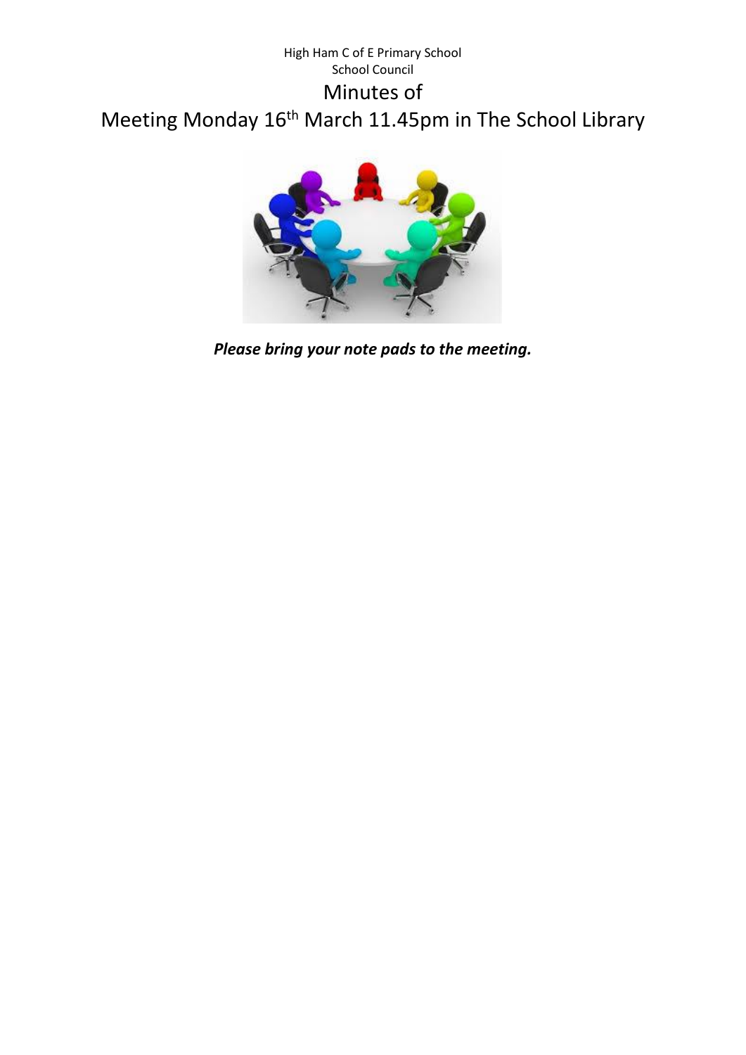High Ham C of E Primary School
School Council

# Minutes of
# Meeting Monday 16th March 11.45pm in The School Library

***Please bring your note pads to the meeting.***